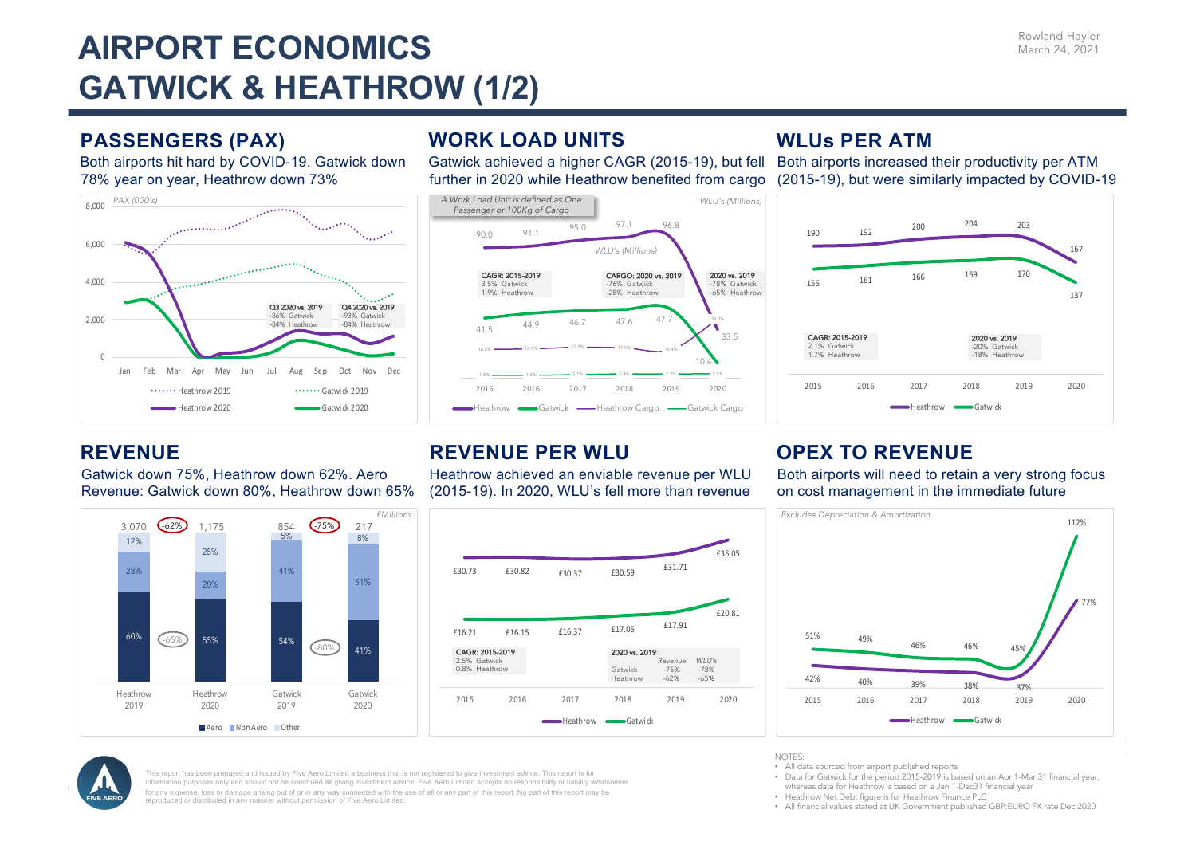# AIRPORT ECONOMICS GATWICK & HEATHROW (1/2)

Rowland Hayler
March 24, 2021

## PASSENGERS (PAX)

Both airports hit hard by COVID-19. Gatwick down 78% year on year, Heathrow down 73%

*PAX (000's)*

| | Q3 2020 vs. 2019 | Q4 2020 vs. 2019 |
|---|---|---|
| Gatwick | -86% | -93% |
| Heathrow | -84% | -84% |

## WORK LOAD UNITS

Gatwick achieved a higher CAGR (2015-19), but fell further in 2020 while Heathrow benefited from cargo

*A Work Load Unit is defined as One Passenger or 100Kg of Cargo*

*WLU's (Millions)*

| | 2015 | 2016 | 2017 | 2018 | 2019 | 2020 |
|---|---|---|---|---|---|---|
| Heathrow | 90.0 | 91.1 | 95.0 | 97.1 | 96.8 | 33.5 |
| Gatwick | 41.5 | 44.9 | 46.7 | 47.6 | 47.7 | 10.4 |
| Heathrow Cargo | 16.6% | 16.9% | 17.9% | 17.5% | 16.4% | 34.0% |
| Gatwick Cargo | 1.8% | 1.8% | 2.1% | 2.4% | 2.3% | 2.5% |

CAGR: 2015-2019: 3.5% Gatwick, 1.9% Heathrow

CARGO: 2020 vs. 2019: -76% Gatwick, -28% Heathrow

2020 vs. 2019: -78% Gatwick, -65% Heathrow

## WLUs PER ATM

Both airports increased their productivity per ATM (2015-19), but were similarly impacted by COVID-19

| | 2015 | 2016 | 2017 | 2018 | 2019 | 2020 |
|---|---|---|---|---|---|---|
| Heathrow | 190 | 192 | 200 | 204 | 203 | 167 |
| Gatwick | 156 | 161 | 166 | 169 | 170 | 137 |

CAGR: 2015-2019: 2.1% Gatwick, 1.7% Heathrow

2020 vs. 2019: -20% Gatwick, -18% Heathrow

## REVENUE

Gatwick down 75%, Heathrow down 62%. Aero Revenue: Gatwick down 80%, Heathrow down 65%

*£Millions*

| | Heathrow 2019 | Heathrow 2020 | Gatwick 2019 | Gatwick 2020 |
|---|---|---|---|---|
| Total | 3,070 | 1,175 | 854 | 217 |
| Aero | 60% | 55% | 54% | 41% |
| Non Aero | 28% | 20% | 41% | 51% |
| Other | 12% | 25% | 5% | 8% |

Heathrow: total -62%, aero -65%. Gatwick: total -75%, aero -80%.

## REVENUE PER WLU

Heathrow achieved an enviable revenue per WLU (2015-19). In 2020, WLU's fell more than revenue

| | 2015 | 2016 | 2017 | 2018 | 2019 | 2020 |
|---|---|---|---|---|---|---|
| Heathrow | £30.73 | £30.82 | £30.37 | £30.59 | £31.71 | £35.05 |
| Gatwick | £16.21 | £16.15 | £16.37 | £17.05 | £17.91 | £20.81 |

CAGR: 2015-2019: 2.5% Gatwick, 0.8% Heathrow

| 2020 vs. 2019 | Revenue | WLU's |
|---|---|---|
| Gatwick | -75% | -78% |
| Heathrow | -62% | -65% |

## OPEX TO REVENUE

Both airports will need to retain a very strong focus on cost management in the immediate future

*Excludes Depreciation & Amortization*

| | 2015 | 2016 | 2017 | 2018 | 2019 | 2020 |
|---|---|---|---|---|---|---|
| Heathrow | 42% | 40% | 39% | 38% | 37% | 77% |
| Gatwick | 51% | 49% | 46% | 46% | 45% | 112% |

This report has been prepared and issued by Five Aero Limited a business that is not registered to give investment advice. This report is for information purposes only and should not be construed as giving investment advice. Five Aero Limited accepts no responsibility or liability whatsoever for any expense, loss or damage arising out of or in any way connected with the use of all or any part of this report. No part of this report may be reproduced or distributed in any manner without permission of Five Aero Limited.

NOTES:
- All data sourced from airport published reports
- Data for Gatwick for the period 2015-2019 is based on an Apr 1-Mar 31 financial year, whereas data for Heathrow is based on a Jan 1-Dec31 financial year
- Heathrow Net Debt figure is for Heathrow Finance PLC
- All financial values stated at UK Government published GBP:EURO FX rate Dec 2020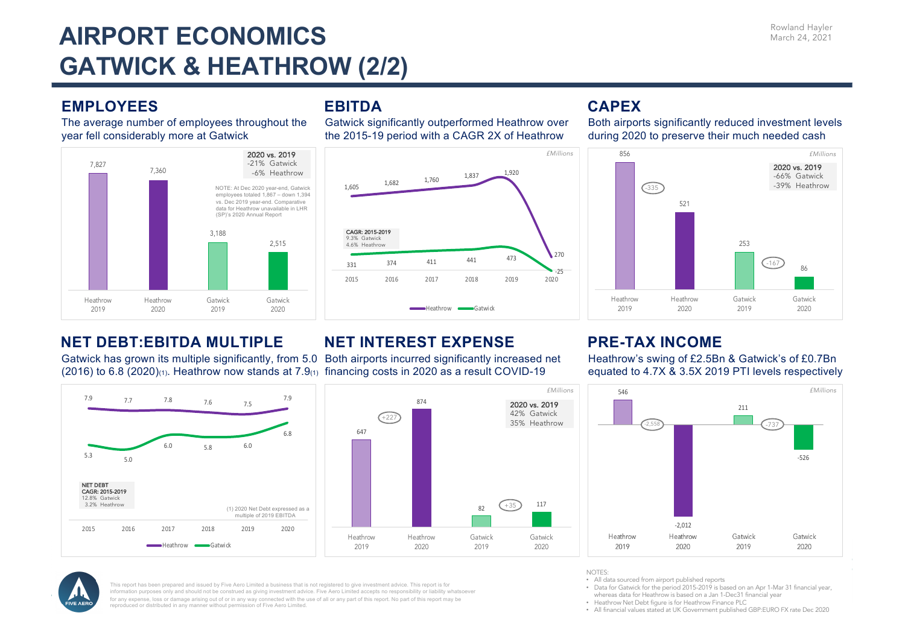# AIRPORT ECONOMICS
# GATWICK & HEATHROW (2/2)

Rowland Hayler
March 24, 2021

## EMPLOYEES

The average number of employees throughout the year fell considerably more at Gatwick

7,827
7,360
3,188
2,515

Heathrow 2019
Heathrow 2020
Gatwick 2019
Gatwick 2020

2020 vs. 2019
-21% Gatwick
-6% Heathrow

NOTE: At Dec 2020 year-end, Gatwick employees totaled 1,867 – down 1,394 vs. Dec 2019 year-end. Comparative data for Heathrow unavailable in LHR (SP)'s 2020 Annual Report

## EBITDA

Gatwick significantly outperformed Heathrow over the 2015-19 period with a CAGR 2X of Heathrow

£Millions

1,605
1,682
1,760
1,837
1,920
270

331
374
411
441
473
-25

2015
2016
2017
2018
2019
2020

CAGR: 2015-2019
9.3% Gatwick
4.6% Heathrow

Heathrow
Gatwick

## CAPEX

Both airports significantly reduced investment levels during 2020 to preserve their much needed cash

£Millions

856
-335
521
253
-167
86

Heathrow 2019
Heathrow 2020
Gatwick 2019
Gatwick 2020

2020 vs. 2019
-66% Gatwick
-39% Heathrow

## NET DEBT:EBITDA MULTIPLE

Gatwick has grown its multiple significantly, from 5.0 (2016) to 6.8 (2020)(1). Heathrow now stands at 7.9(1)

7.9
7.7
7.8
7.6
7.5
7.9

5.3
5.0
6.0
5.8
6.0
6.8

2015
2016
2017
2018
2019
2020

NET DEBT
CAGR: 2015-2019
12.8% Gatwick
3.2% Heathrow

(1) 2020 Net Debt expressed as a multiple of 2019 EBITDA

Heathrow
Gatwick

## NET INTEREST EXPENSE

Both airports incurred significantly increased net financing costs in 2020 as a result COVID-19

£Millions

647
+227
874
82
+35
117

Heathrow 2019
Heathrow 2020
Gatwick 2019
Gatwick 2020

2020 vs. 2019
42% Gatwick
35% Heathrow

## PRE-TAX INCOME

Heathrow's swing of £2.5Bn & Gatwick's of £0.7Bn equated to 4.7X & 3.5X 2019 PTI levels respectively

£Millions

546
-2,558
-2,012
211
-737
-526

Heathrow 2019
Heathrow 2020
Gatwick 2019
Gatwick 2020

FIVE AERO

This report has been prepared and issued by Five Aero Limited a business that is not registered to give investment advice. This report is for information purposes only and should not be construed as giving investment advice. Five Aero Limited accepts no responsibility or liability whatsoever for any expense, loss or damage arising out of or in any way connected with the use of all or any part of this report. No part of this report may be reproduced or distributed in any manner without permission of Five Aero Limited.

NOTES:

- All data sourced from airport published reports
- Data for Gatwick for the period 2015-2019 is based on an Apr 1-Mar 31 financial year, whereas data for Heathrow is based on a Jan 1-Dec31 financial year
- Heathrow Net Debt figure is for Heathrow Finance PLC
- All financial values stated at UK Government published GBP:EURO FX rate Dec 2020